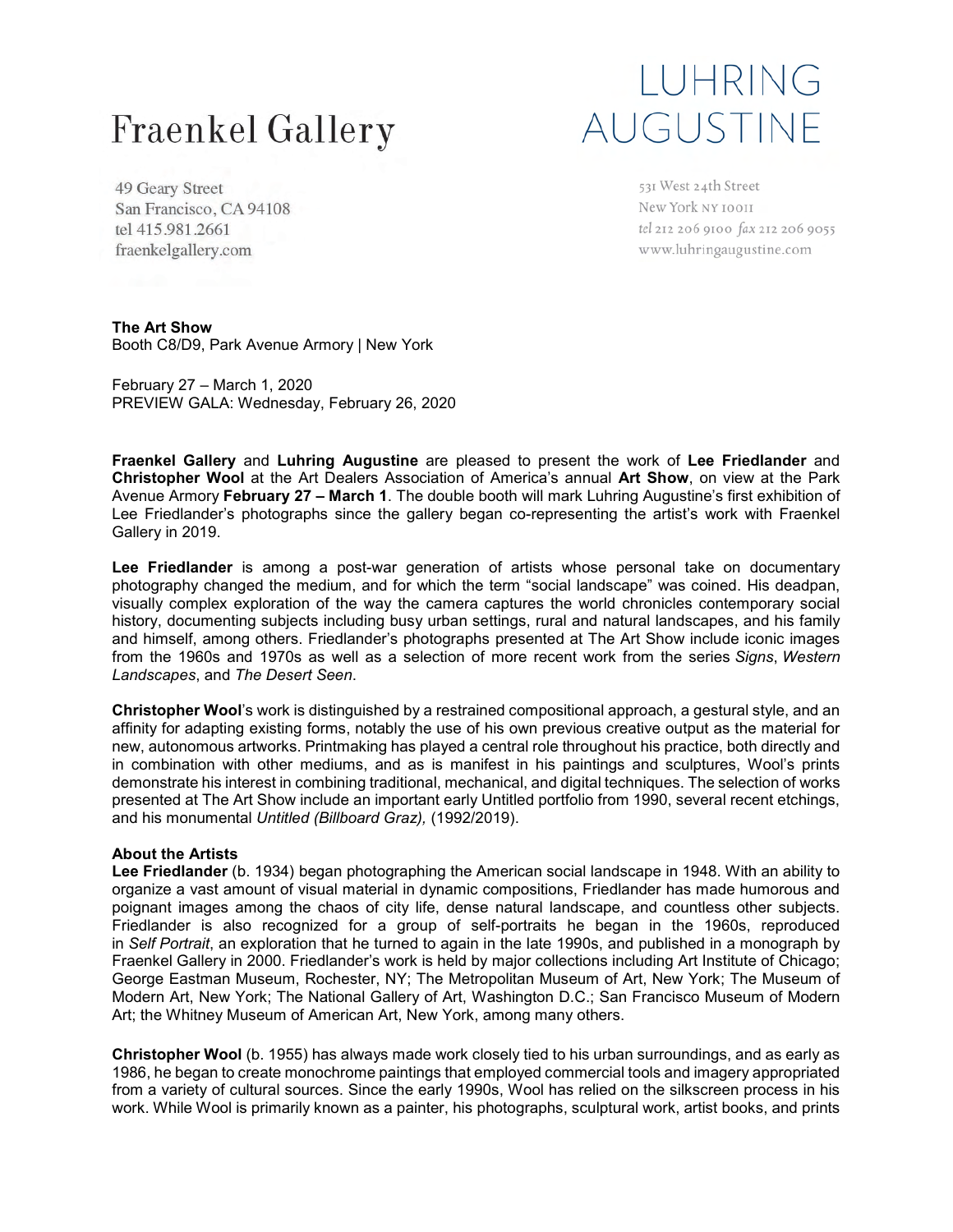# Fraenkel Gallery

49 Geary Street
San Francisco, CA 94108
tel 415.981.2661
fraenkelgallery.com

# LUHRING AUGUSTINE

531 West 24th Street
New York NY 10011
*tel* 212 206 9100 *fax* 212 206 9055
www.luhringaugustine.com

**The Art Show**
Booth C8/D9, Park Avenue Armory | New York

February 27 – March 1, 2020
PREVIEW GALA: Wednesday, February 26, 2020

**Fraenkel Gallery** and **Luhring Augustine** are pleased to present the work of **Lee Friedlander** and **Christopher Wool** at the Art Dealers Association of America's annual **Art Show**, on view at the Park Avenue Armory **February 27 – March 1**. The double booth will mark Luhring Augustine's first exhibition of Lee Friedlander's photographs since the gallery began co-representing the artist's work with Fraenkel Gallery in 2019.

**Lee Friedlander** is among a post-war generation of artists whose personal take on documentary photography changed the medium, and for which the term "social landscape" was coined. His deadpan, visually complex exploration of the way the camera captures the world chronicles contemporary social history, documenting subjects including busy urban settings, rural and natural landscapes, and his family and himself, among others. Friedlander's photographs presented at The Art Show include iconic images from the 1960s and 1970s as well as a selection of more recent work from the series *Signs*, *Western Landscapes*, and *The Desert Seen*.

**Christopher Wool**'s work is distinguished by a restrained compositional approach, a gestural style, and an affinity for adapting existing forms, notably the use of his own previous creative output as the material for new, autonomous artworks. Printmaking has played a central role throughout his practice, both directly and in combination with other mediums, and as is manifest in his paintings and sculptures, Wool's prints demonstrate his interest in combining traditional, mechanical, and digital techniques. The selection of works presented at The Art Show include an important early Untitled portfolio from 1990, several recent etchings, and his monumental *Untitled (Billboard Graz),* (1992/2019).

**About the Artists**
**Lee Friedlander** (b. 1934) began photographing the American social landscape in 1948. With an ability to organize a vast amount of visual material in dynamic compositions, Friedlander has made humorous and poignant images among the chaos of city life, dense natural landscape, and countless other subjects. Friedlander is also recognized for a group of self-portraits he began in the 1960s, reproduced in *Self Portrait*, an exploration that he turned to again in the late 1990s, and published in a monograph by Fraenkel Gallery in 2000. Friedlander's work is held by major collections including Art Institute of Chicago; George Eastman Museum, Rochester, NY; The Metropolitan Museum of Art, New York; The Museum of Modern Art, New York; The National Gallery of Art, Washington D.C.; San Francisco Museum of Modern Art; the Whitney Museum of American Art, New York, among many others.

**Christopher Wool** (b. 1955) has always made work closely tied to his urban surroundings, and as early as 1986, he began to create monochrome paintings that employed commercial tools and imagery appropriated from a variety of cultural sources. Since the early 1990s, Wool has relied on the silkscreen process in his work. While Wool is primarily known as a painter, his photographs, sculptural work, artist books, and prints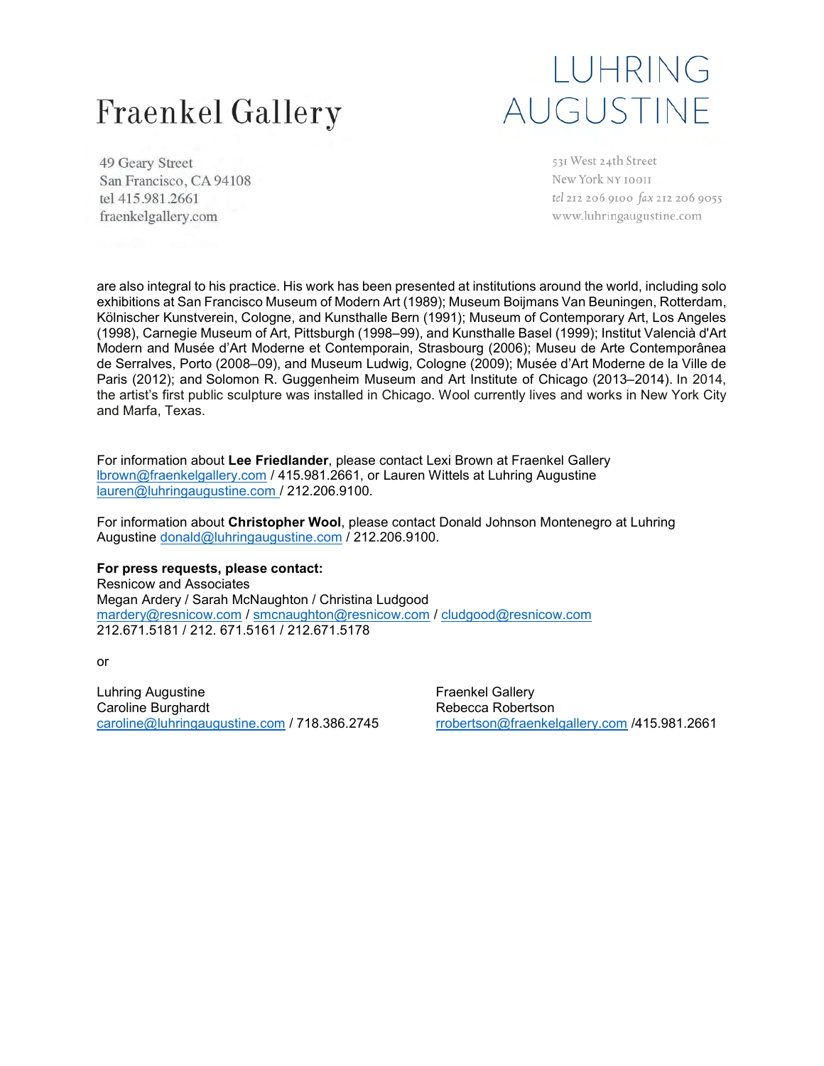are also integral to his practice. His work has been presented at institutions around the world, including solo exhibitions at San Francisco Museum of Modern Art (1989); Museum Boijmans Van Beuningen, Rotterdam, Kölnischer Kunstverein, Cologne, and Kunsthalle Bern (1991); Museum of Contemporary Art, Los Angeles (1998), Carnegie Museum of Art, Pittsburgh (1998–99), and Kunsthalle Basel (1999); Institut Valencià d'Art Modern and Musée d'Art Moderne et Contemporain, Strasbourg (2006); Museu de Arte Contemporânea de Serralves, Porto (2008–09), and Museum Ludwig, Cologne (2009); Musée d'Art Moderne de la Ville de Paris (2012); and Solomon R. Guggenheim Museum and Art Institute of Chicago (2013–2014). In 2014, the artist's first public sculpture was installed in Chicago. Wool currently lives and works in New York City and Marfa, Texas.

For information about **Lee Friedlander**, please contact Lexi Brown at Fraenkel Gallery lbrown@fraenkelgallery.com / 415.981.2661, or Lauren Wittels at Luhring Augustine lauren@luhringaugustine.com / 212.206.9100.

For information about **Christopher Wool**, please contact Donald Johnson Montenegro at Luhring Augustine donald@luhringaugustine.com / 212.206.9100.

**For press requests, please contact:**
Resnicow and Associates
Megan Ardery / Sarah McNaughton / Christina Ludgood
mardery@resnicow.com / smcnaughton@resnicow.com / cludgood@resnicow.com
212.671.5181 / 212. 671.5161 / 212.671.5178

or

Luhring Augustine
Caroline Burghardt
caroline@luhringaugustine.com / 718.386.2745

Fraenkel Gallery
Rebecca Robertson
rrobertson@fraenkelgallery.com /415.981.2661